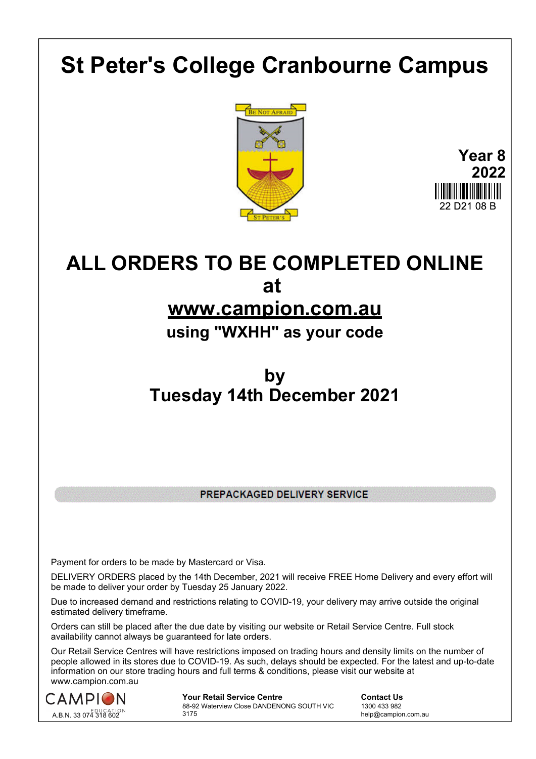# St Peter's College Cranbourne Campus

BE NOT AFRAID

ST PETER'S

**Year 8**
**2022**

22 D21 08 B

## ALL ORDERS TO BE COMPLETED ONLINE at www.campion.com.au

### using "WXHH" as your code

## by
## Tuesday 14th December 2021

**PREPACKAGED DELIVERY SERVICE**

Payment for orders to be made by Mastercard or Visa.

DELIVERY ORDERS placed by the 14th December, 2021 will receive FREE Home Delivery and every effort will be made to deliver your order by Tuesday 25 January 2022.

Due to increased demand and restrictions relating to COVID-19, your delivery may arrive outside the original estimated delivery timeframe.

Orders can still be placed after the due date by visiting our website or Retail Service Centre. Full stock availability cannot always be guaranteed for late orders.

Our Retail Service Centres will have restrictions imposed on trading hours and density limits on the number of people allowed in its stores due to COVID-19. As such, delays should be expected. For the latest and up-to-date information on our store trading hours and full terms & conditions, please visit our website at www.campion.com.au

CAMPION EDUCATION
A.B.N. 33 074 318 602

**Your Retail Service Centre**
88-92 Waterview Close DANDENONG SOUTH VIC 3175

**Contact Us**
1300 433 982
help@campion.com.au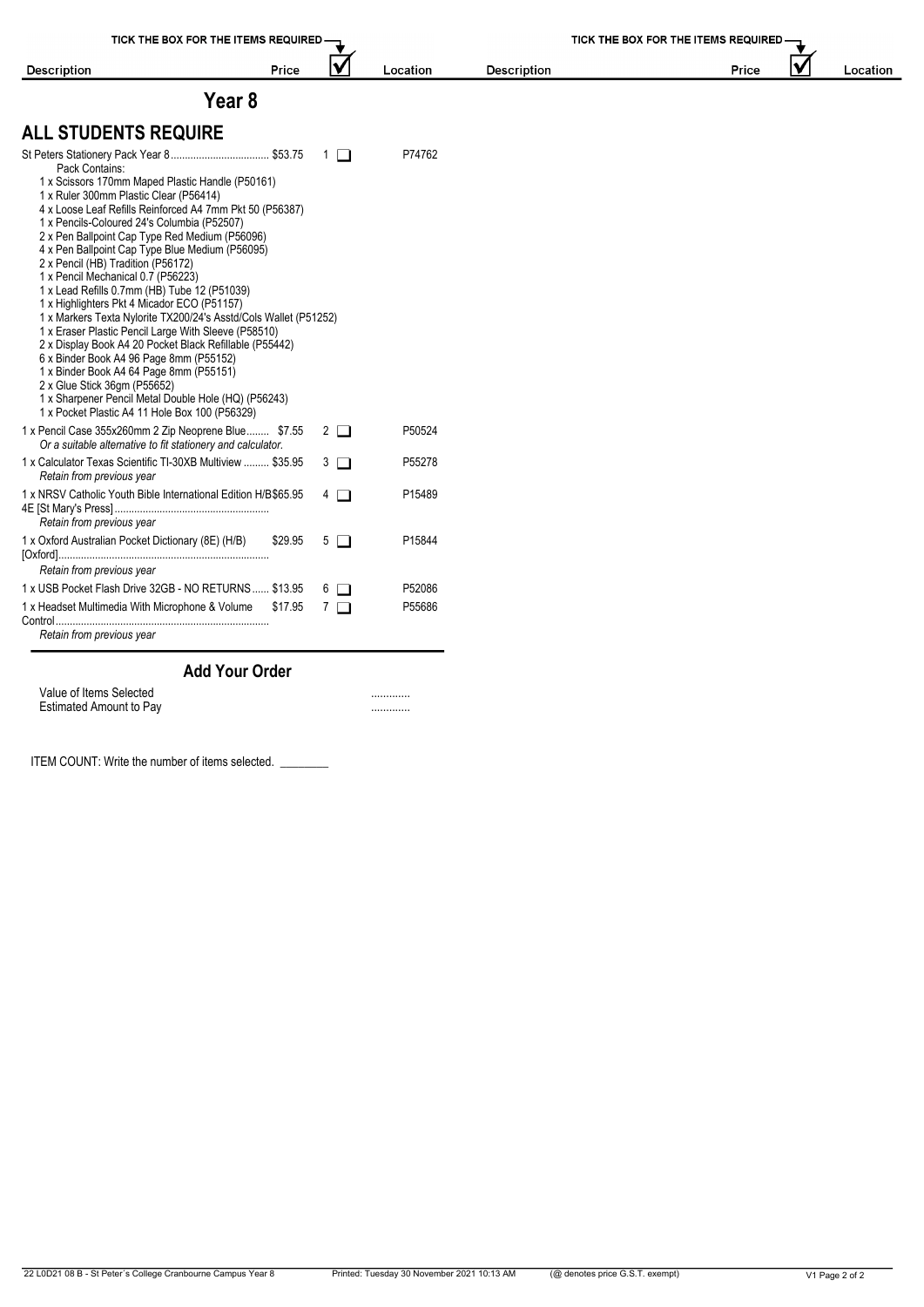| Description | Price | TICK THE BOX FOR THE ITEMS REQUIRED | Location |
|---|---|---|---|

## Year 8

## ALL STUDENTS REQUIRE

| Description | Price | Tick | Location |
|---|---|---|---|
| St Peters Stationery Pack Year 8<br>Pack Contains:<br>1 x Scissors 170mm Maped Plastic Handle (P50161)<br>1 x Ruler 300mm Plastic Clear (P56414)<br>4 x Loose Leaf Refills Reinforced A4 7mm Pkt 50 (P56387)<br>1 x Pencils-Coloured 24's Columbia (P52507)<br>2 x Pen Ballpoint Cap Type Red Medium (P56096)<br>4 x Pen Ballpoint Cap Type Blue Medium (P56095)<br>2 x Pencil (HB) Tradition (P56172)<br>1 x Pencil Mechanical 0.7 (P56223)<br>1 x Lead Refills 0.7mm (HB) Tube 12 (P51039)<br>1 x Highlighters Pkt 4 Micador ECO (P51157)<br>1 x Markers Texta Nylorite TX200/24's Asstd/Cols Wallet (P51252)<br>1 x Eraser Plastic Pencil Large With Sleeve (P58510)<br>2 x Display Book A4 20 Pocket Black Refillable (P55442)<br>6 x Binder Book A4 96 Page 8mm (P55152)<br>1 x Binder Book A4 64 Page 8mm (P55151)<br>2 x Glue Stick 36gm (P55652)<br>1 x Sharpener Pencil Metal Double Hole (HQ) (P56243)<br>1 x Pocket Plastic A4 11 Hole Box 100 (P56329) | $53.75 | 1 ☐ | P74762 |
| 1 x Pencil Case 355x260mm 2 Zip Neoprene Blue<br>*Or a suitable alternative to fit stationery and calculator.* | $7.55 | 2 ☐ | P50524 |
| 1 x Calculator Texas Scientific TI-30XB Multiview<br>*Retain from previous year* | $35.95 | 3 ☐ | P55278 |
| 1 x NRSV Catholic Youth Bible International Edition H/B 4E [St Mary's Press]<br>*Retain from previous year* | $65.95 | 4 ☐ | P15489 |
| 1 x Oxford Australian Pocket Dictionary (8E) (H/B) [Oxford]<br>*Retain from previous year* | $29.95 | 5 ☐ | P15844 |
| 1 x USB Pocket Flash Drive 32GB - NO RETURNS | $13.95 | 6 ☐ | P52086 |
| 1 x Headset Multimedia With Microphone & Volume Control<br>*Retain from previous year* | $17.95 | 7 ☐ | P55686 |

### Add Your Order

Value of Items Selected ............

Estimated Amount to Pay ............

ITEM COUNT: Write the number of items selected. ________

22 L0D21 08 B - St Peter`s College Cranbourne Campus Year 8 — Printed: Tuesday 30 November 2021 10:13 AM — (@ denotes price G.S.T. exempt)